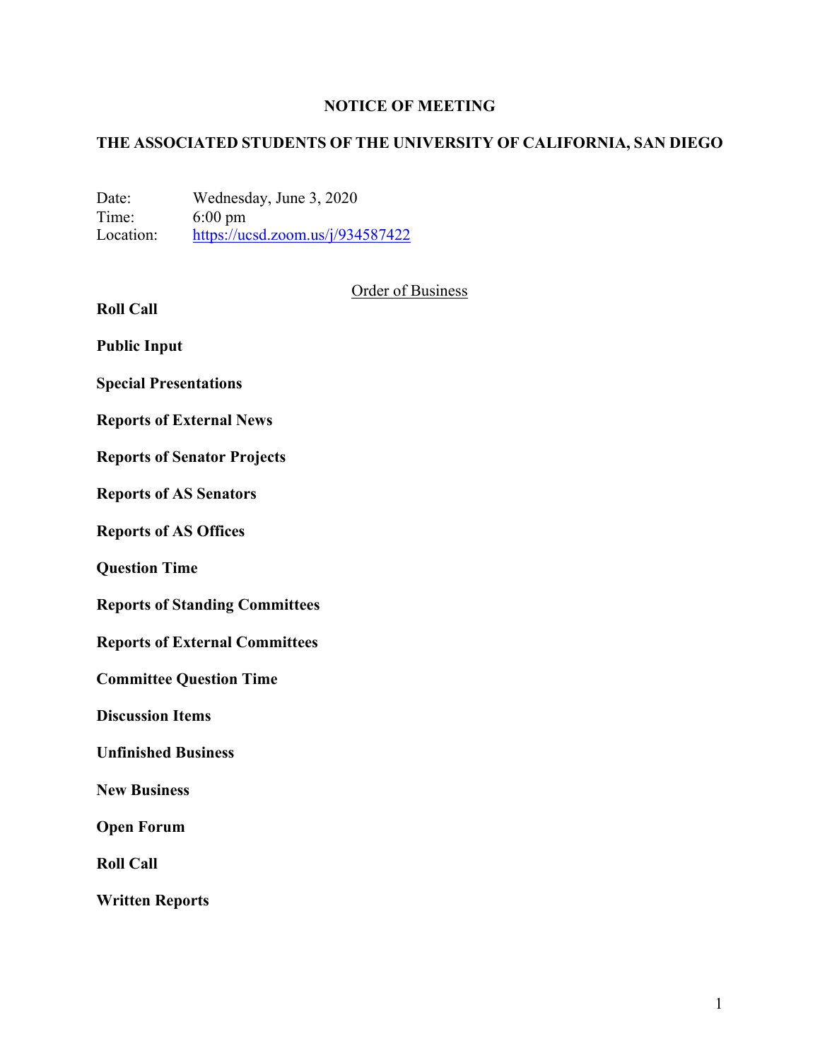# NOTICE OF MEETING

## THE ASSOCIATED STUDENTS OF THE UNIVERSITY OF CALIFORNIA, SAN DIEGO

Date: Wednesday, June 3, 2020
Time: 6:00 pm
Location: [https://ucsd.zoom.us/j/934587422](https://ucsd.zoom.us/j/934587422)

Order of Business

**Roll Call**

**Public Input**

**Special Presentations**

**Reports of External News**

**Reports of Senator Projects**

**Reports of AS Senators**

**Reports of AS Offices**

**Question Time**

**Reports of Standing Committees**

**Reports of External Committees**

**Committee Question Time**

**Discussion Items**

**Unfinished Business**

**New Business**

**Open Forum**

**Roll Call**

**Written Reports**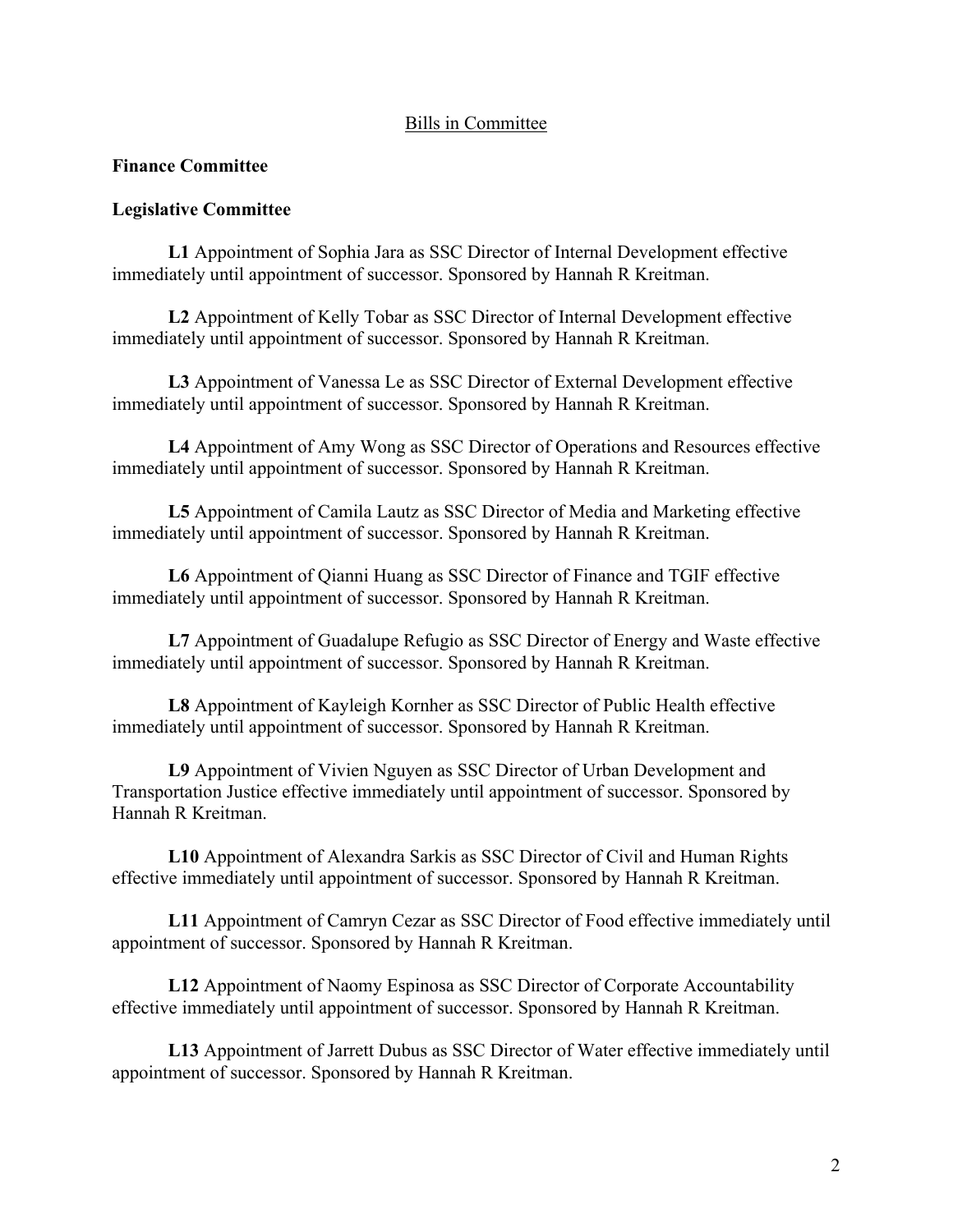## Bills in Committee

**Finance Committee**

**Legislative Committee**

**L1** Appointment of Sophia Jara as SSC Director of Internal Development effective immediately until appointment of successor. Sponsored by Hannah R Kreitman.

**L2** Appointment of Kelly Tobar as SSC Director of Internal Development effective immediately until appointment of successor. Sponsored by Hannah R Kreitman.

**L3** Appointment of Vanessa Le as SSC Director of External Development effective immediately until appointment of successor. Sponsored by Hannah R Kreitman.

**L4** Appointment of Amy Wong as SSC Director of Operations and Resources effective immediately until appointment of successor. Sponsored by Hannah R Kreitman.

**L5** Appointment of Camila Lautz as SSC Director of Media and Marketing effective immediately until appointment of successor. Sponsored by Hannah R Kreitman.

**L6** Appointment of Qianni Huang as SSC Director of Finance and TGIF effective immediately until appointment of successor. Sponsored by Hannah R Kreitman.

**L7** Appointment of Guadalupe Refugio as SSC Director of Energy and Waste effective immediately until appointment of successor. Sponsored by Hannah R Kreitman.

**L8** Appointment of Kayleigh Kornher as SSC Director of Public Health effective immediately until appointment of successor. Sponsored by Hannah R Kreitman.

**L9** Appointment of Vivien Nguyen as SSC Director of Urban Development and Transportation Justice effective immediately until appointment of successor. Sponsored by Hannah R Kreitman.

**L10** Appointment of Alexandra Sarkis as SSC Director of Civil and Human Rights effective immediately until appointment of successor. Sponsored by Hannah R Kreitman.

**L11** Appointment of Camryn Cezar as SSC Director of Food effective immediately until appointment of successor. Sponsored by Hannah R Kreitman.

**L12** Appointment of Naomy Espinosa as SSC Director of Corporate Accountability effective immediately until appointment of successor. Sponsored by Hannah R Kreitman.

**L13** Appointment of Jarrett Dubus as SSC Director of Water effective immediately until appointment of successor. Sponsored by Hannah R Kreitman.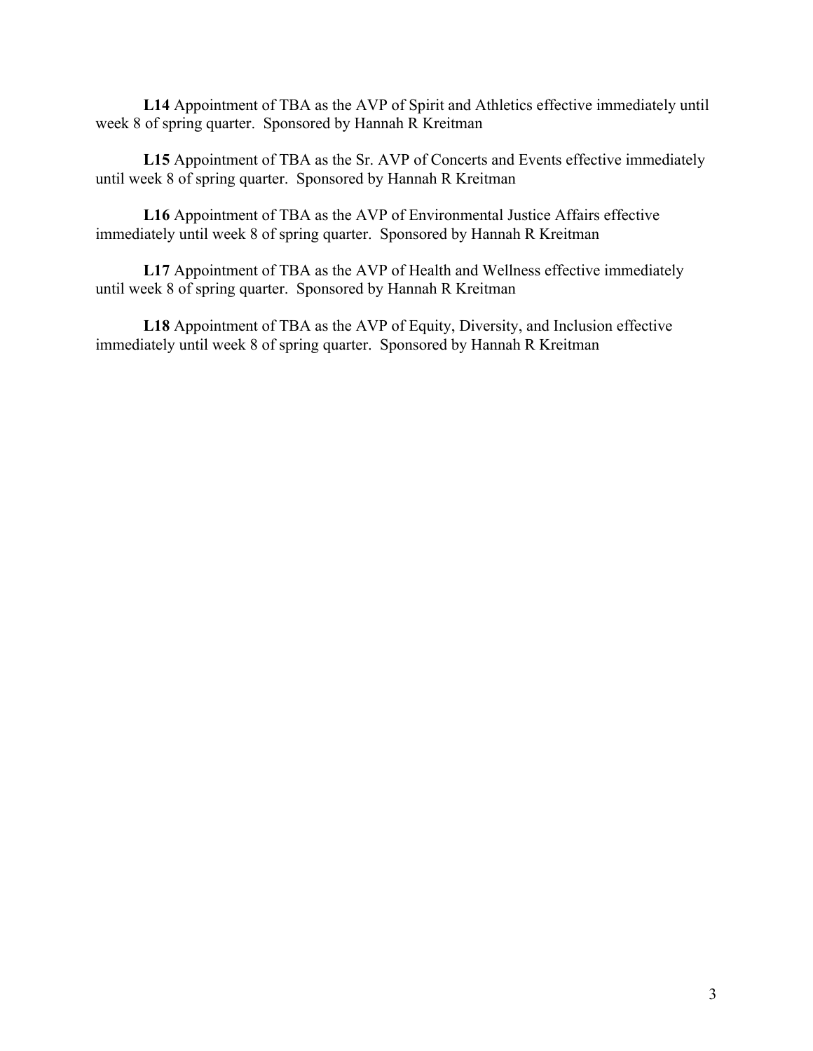**L14** Appointment of TBA as the AVP of Spirit and Athletics effective immediately until week 8 of spring quarter.  Sponsored by Hannah R Kreitman

**L15** Appointment of TBA as the Sr. AVP of Concerts and Events effective immediately until week 8 of spring quarter.  Sponsored by Hannah R Kreitman

**L16** Appointment of TBA as the AVP of Environmental Justice Affairs effective immediately until week 8 of spring quarter.  Sponsored by Hannah R Kreitman

**L17** Appointment of TBA as the AVP of Health and Wellness effective immediately until week 8 of spring quarter.  Sponsored by Hannah R Kreitman

**L18** Appointment of TBA as the AVP of Equity, Diversity, and Inclusion effective immediately until week 8 of spring quarter.  Sponsored by Hannah R Kreitman